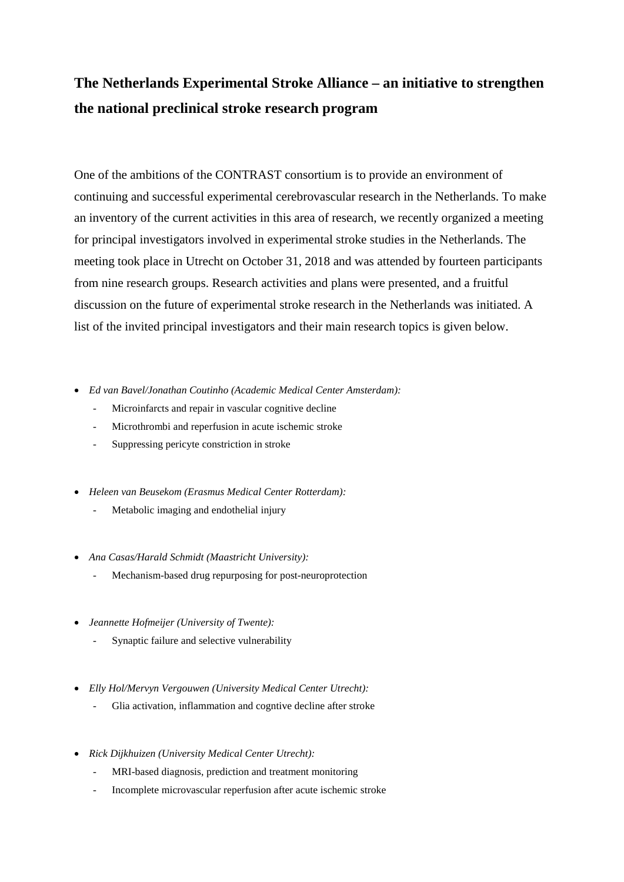# The Netherlands Experimental Stroke Alliance – an initiative to strengthen the national preclinical stroke research program

One of the ambitions of the CONTRAST consortium is to provide an environment of continuing and successful experimental cerebrovascular research in the Netherlands. To make an inventory of the current activities in this area of research, we recently organized a meeting for principal investigators involved in experimental stroke studies in the Netherlands. The meeting took place in Utrecht on October 31, 2018 and was attended by fourteen participants from nine research groups. Research activities and plans were presented, and a fruitful discussion on the future of experimental stroke research in the Netherlands was initiated. A list of the invited principal investigators and their main research topics is given below.

- *Ed van Bavel/Jonathan Coutinho (Academic Medical Center Amsterdam):*
  - Microinfarcts and repair in vascular cognitive decline
  - Microthrombi and reperfusion in acute ischemic stroke
  - Suppressing pericyte constriction in stroke

- *Heleen van Beusekom (Erasmus Medical Center Rotterdam):*
  - Metabolic imaging and endothelial injury

- *Ana Casas/Harald Schmidt (Maastricht University):*
  - Mechanism-based drug repurposing for post-neuroprotection

- *Jeannette Hofmeijer (University of Twente):*
  - Synaptic failure and selective vulnerability

- *Elly Hol/Mervyn Vergouwen (University Medical Center Utrecht):*
  - Glia activation, inflammation and cogntive decline after stroke

- *Rick Dijkhuizen (University Medical Center Utrecht):*
  - MRI-based diagnosis, prediction and treatment monitoring
  - Incomplete microvascular reperfusion after acute ischemic stroke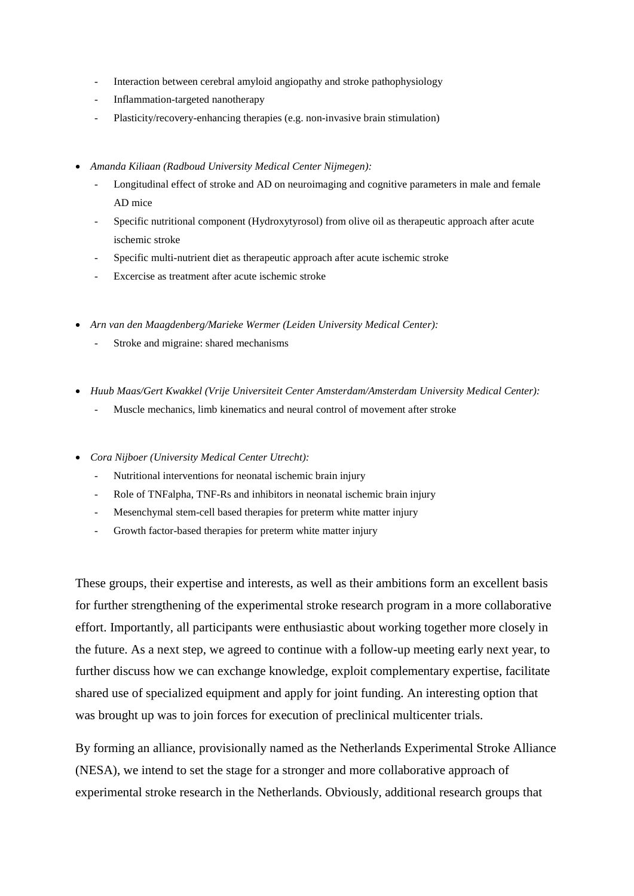- Interaction between cerebral amyloid angiopathy and stroke pathophysiology
- Inflammation-targeted nanotherapy
- Plasticity/recovery-enhancing therapies (e.g. non-invasive brain stimulation)

- *Amanda Kiliaan (Radboud University Medical Center Nijmegen):*
  - Longitudinal effect of stroke and AD on neuroimaging and cognitive parameters in male and female AD mice
  - Specific nutritional component (Hydroxytyrosol) from olive oil as therapeutic approach after acute ischemic stroke
  - Specific multi-nutrient diet as therapeutic approach after acute ischemic stroke
  - Excercise as treatment after acute ischemic stroke

- *Arn van den Maagdenberg/Marieke Wermer (Leiden University Medical Center):*
  - Stroke and migraine: shared mechanisms

- *Huub Maas/Gert Kwakkel (Vrije Universiteit Center Amsterdam/Amsterdam University Medical Center):*
  - Muscle mechanics, limb kinematics and neural control of movement after stroke

- *Cora Nijboer (University Medical Center Utrecht):*
  - Nutritional interventions for neonatal ischemic brain injury
  - Role of TNFalpha, TNF-Rs and inhibitors in neonatal ischemic brain injury
  - Mesenchymal stem-cell based therapies for preterm white matter injury
  - Growth factor-based therapies for preterm white matter injury

These groups, their expertise and interests, as well as their ambitions form an excellent basis for further strengthening of the experimental stroke research program in a more collaborative effort. Importantly, all participants were enthusiastic about working together more closely in the future. As a next step, we agreed to continue with a follow-up meeting early next year, to further discuss how we can exchange knowledge, exploit complementary expertise, facilitate shared use of specialized equipment and apply for joint funding. An interesting option that was brought up was to join forces for execution of preclinical multicenter trials.

By forming an alliance, provisionally named as the Netherlands Experimental Stroke Alliance (NESA), we intend to set the stage for a stronger and more collaborative approach of experimental stroke research in the Netherlands. Obviously, additional research groups that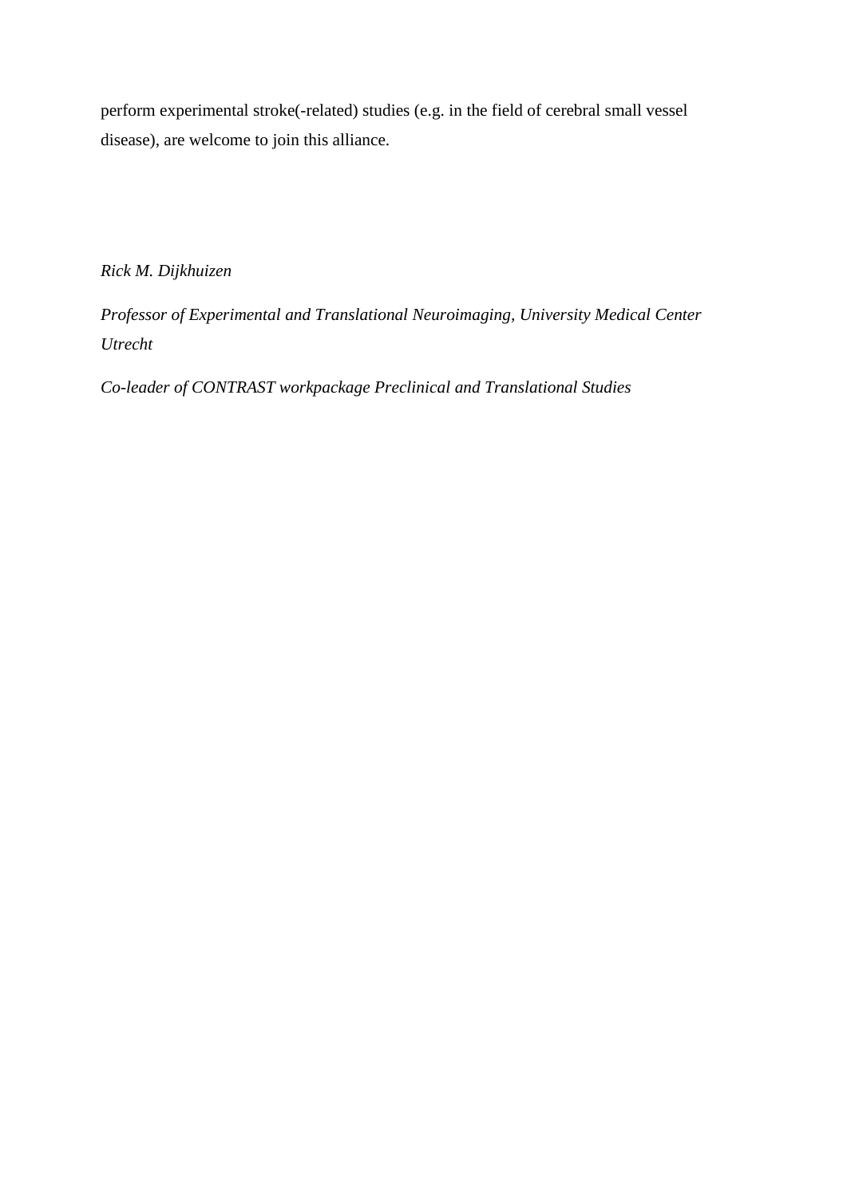perform experimental stroke(-related) studies (e.g. in the field of cerebral small vessel disease), are welcome to join this alliance.

*Rick M. Dijkhuizen*

*Professor of Experimental and Translational Neuroimaging, University Medical Center Utrecht*

*Co-leader of CONTRAST workpackage Preclinical and Translational Studies*